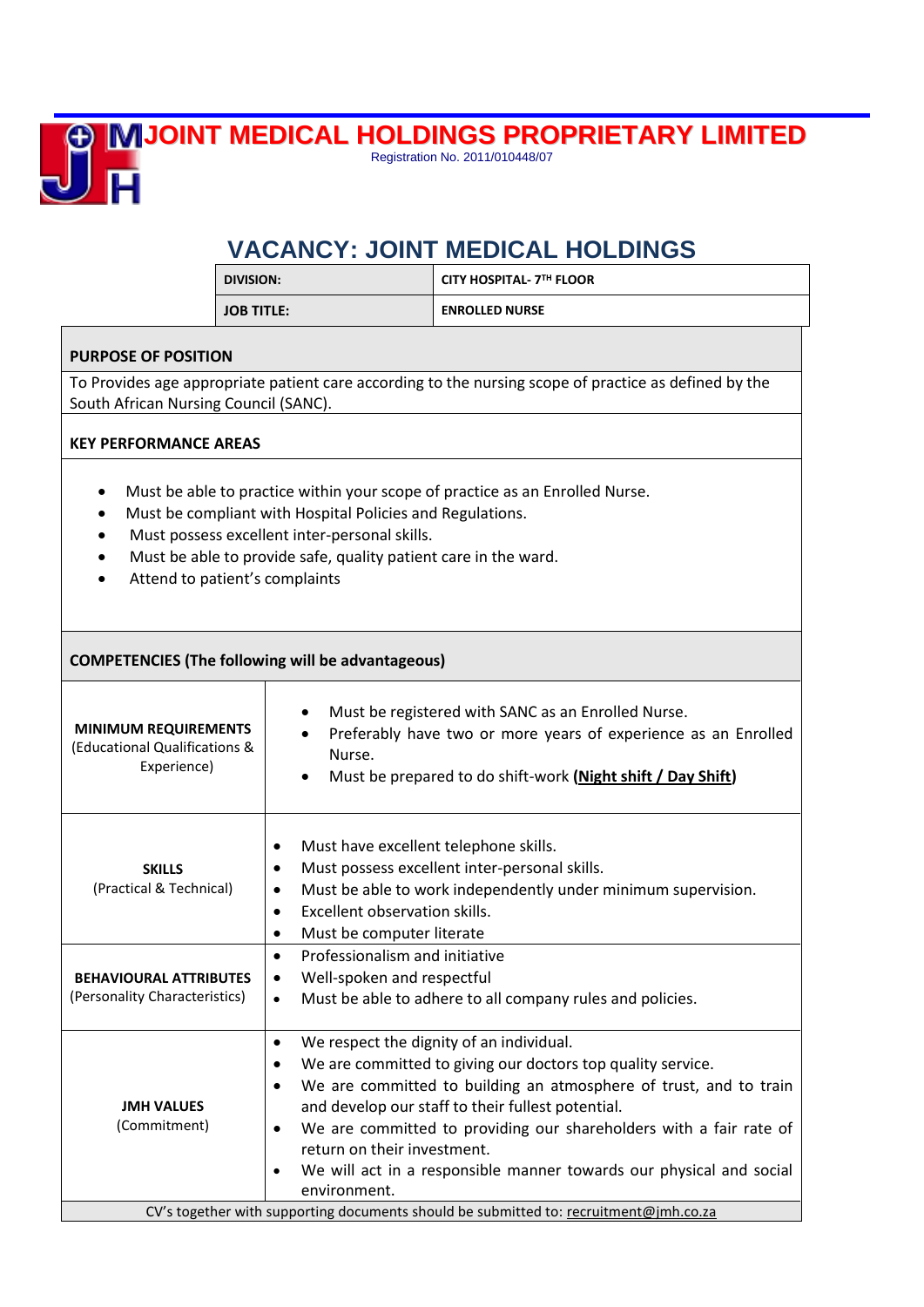# JOINT MEDICAL HOLDINGS PROPRIETARY LIMITED

Registration No. 2011/010448/07

## VACANCY: JOINT MEDICAL HOLDINGS

| DIVISION: | CITY HOSPITAL- 7TH FLOOR |
|---|---|
| JOB TITLE: | ENROLLED NURSE |

**PURPOSE OF POSITION**

To Provides age appropriate patient care according to the nursing scope of practice as defined by the South African Nursing Council (SANC).

**KEY PERFORMANCE AREAS**

- Must be able to practice within your scope of practice as an Enrolled Nurse.
- Must be compliant with Hospital Policies and Regulations.
- Must possess excellent inter-personal skills.
- Must be able to provide safe, quality patient care in the ward.
- Attend to patient's complaints

**COMPETENCIES (The following will be advantageous)**

| | |
|---|---|
| **MINIMUM REQUIREMENTS** (Educational Qualifications & Experience) | • Must be registered with SANC as an Enrolled Nurse.<br>• Preferably have two or more years of experience as an Enrolled Nurse.<br>• Must be prepared to do shift-work **(Night shift / Day Shift)** |
| **SKILLS** (Practical & Technical) | • Must have excellent telephone skills.<br>• Must possess excellent inter-personal skills.<br>• Must be able to work independently under minimum supervision.<br>• Excellent observation skills.<br>• Must be computer literate |
| **BEHAVIOURAL ATTRIBUTES** (Personality Characteristics) | • Professionalism and initiative<br>• Well-spoken and respectful<br>• Must be able to adhere to all company rules and policies. |
| **JMH VALUES** (Commitment) | • We respect the dignity of an individual.<br>• We are committed to giving our doctors top quality service.<br>• We are committed to building an atmosphere of trust, and to train and develop our staff to their fullest potential.<br>• We are committed to providing our shareholders with a fair rate of return on their investment.<br>• We will act in a responsible manner towards our physical and social environment. |

CV's together with supporting documents should be submitted to: recruitment@jmh.co.za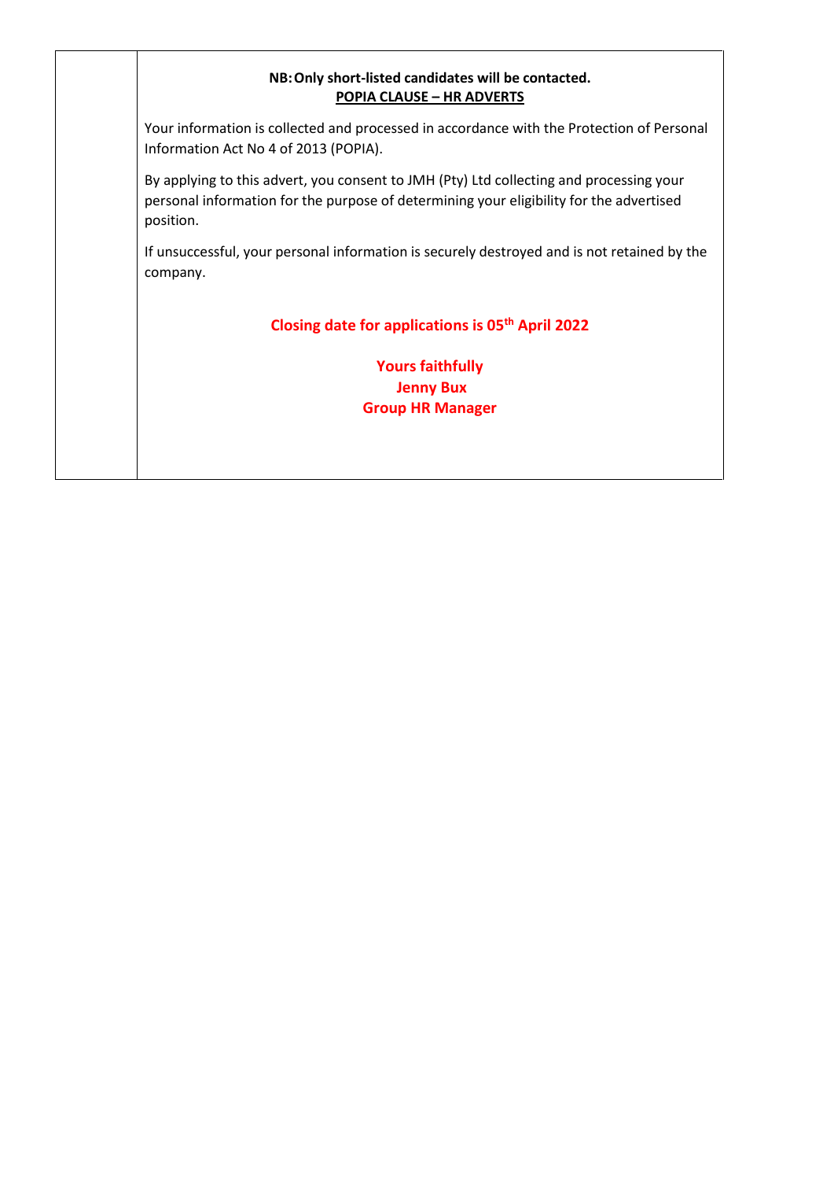**NB: Only short-listed candidates will be contacted.**

**POPIA CLAUSE – HR ADVERTS**

Your information is collected and processed in accordance with the Protection of Personal Information Act No 4 of 2013 (POPIA).

By applying to this advert, you consent to JMH (Pty) Ltd collecting and processing your personal information for the purpose of determining your eligibility for the advertised position.

If unsuccessful, your personal information is securely destroyed and is not retained by the company.

**Closing date for applications is 05th April 2022**

**Yours faithfully**
**Jenny Bux**
**Group HR Manager**